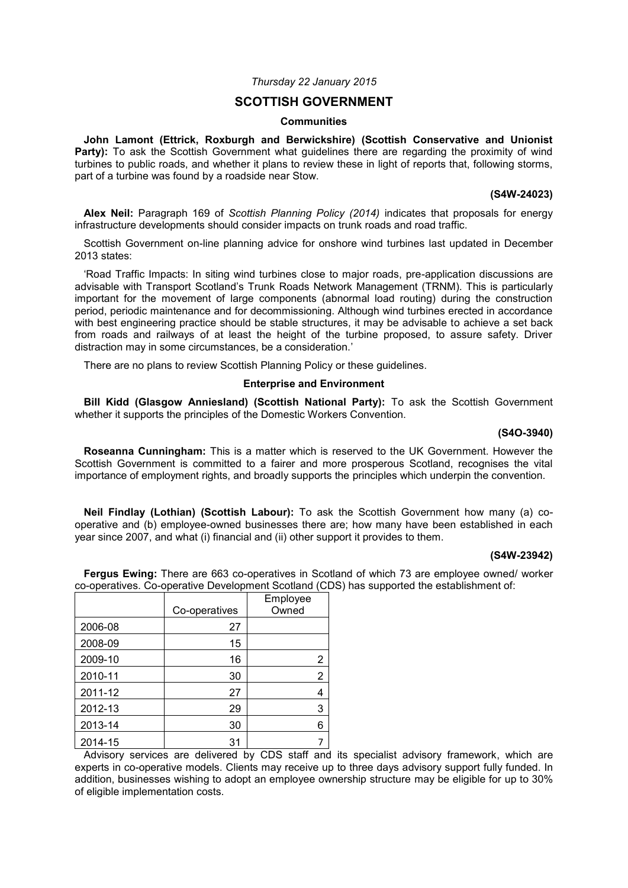*Thursday 22 January 2015*

## SCOTTISH GOVERNMENT

### Communities

**John Lamont (Ettrick, Roxburgh and Berwickshire) (Scottish Conservative and Unionist Party):** To ask the Scottish Government what guidelines there are regarding the proximity of wind turbines to public roads, and whether it plans to review these in light of reports that, following storms, part of a turbine was found by a roadside near Stow.

**(S4W-24023)**

**Alex Neil:** Paragraph 169 of *Scottish Planning Policy (2014)* indicates that proposals for energy infrastructure developments should consider impacts on trunk roads and road traffic.

Scottish Government on-line planning advice for onshore wind turbines last updated in December 2013 states:

'Road Traffic Impacts: In siting wind turbines close to major roads, pre-application discussions are advisable with Transport Scotland's Trunk Roads Network Management (TRNM). This is particularly important for the movement of large components (abnormal load routing) during the construction period, periodic maintenance and for decommissioning. Although wind turbines erected in accordance with best engineering practice should be stable structures, it may be advisable to achieve a set back from roads and railways of at least the height of the turbine proposed, to assure safety. Driver distraction may in some circumstances, be a consideration.'

There are no plans to review Scottish Planning Policy or these guidelines.

### Enterprise and Environment

**Bill Kidd (Glasgow Anniesland) (Scottish National Party):** To ask the Scottish Government whether it supports the principles of the Domestic Workers Convention.

**(S4O-3940)**

**Roseanna Cunningham:** This is a matter which is reserved to the UK Government. However the Scottish Government is committed to a fairer and more prosperous Scotland, recognises the vital importance of employment rights, and broadly supports the principles which underpin the convention.

**Neil Findlay (Lothian) (Scottish Labour):** To ask the Scottish Government how many (a) co-operative and (b) employee-owned businesses there are; how many have been established in each year since 2007, and what (i) financial and (ii) other support it provides to them.

**(S4W-23942)**

**Fergus Ewing:** There are 663 co-operatives in Scotland of which 73 are employee owned/ worker co-operatives. Co-operative Development Scotland (CDS) has supported the establishment of:

| | Co-operatives | Employee Owned |
|---|---|---|
| 2006-08 | 27 | |
| 2008-09 | 15 | |
| 2009-10 | 16 | 2 |
| 2010-11 | 30 | 2 |
| 2011-12 | 27 | 4 |
| 2012-13 | 29 | 3 |
| 2013-14 | 30 | 6 |
| 2014-15 | 31 | 7 |

Advisory services are delivered by CDS staff and its specialist advisory framework, which are experts in co-operative models. Clients may receive up to three days advisory support fully funded. In addition, businesses wishing to adopt an employee ownership structure may be eligible for up to 30% of eligible implementation costs.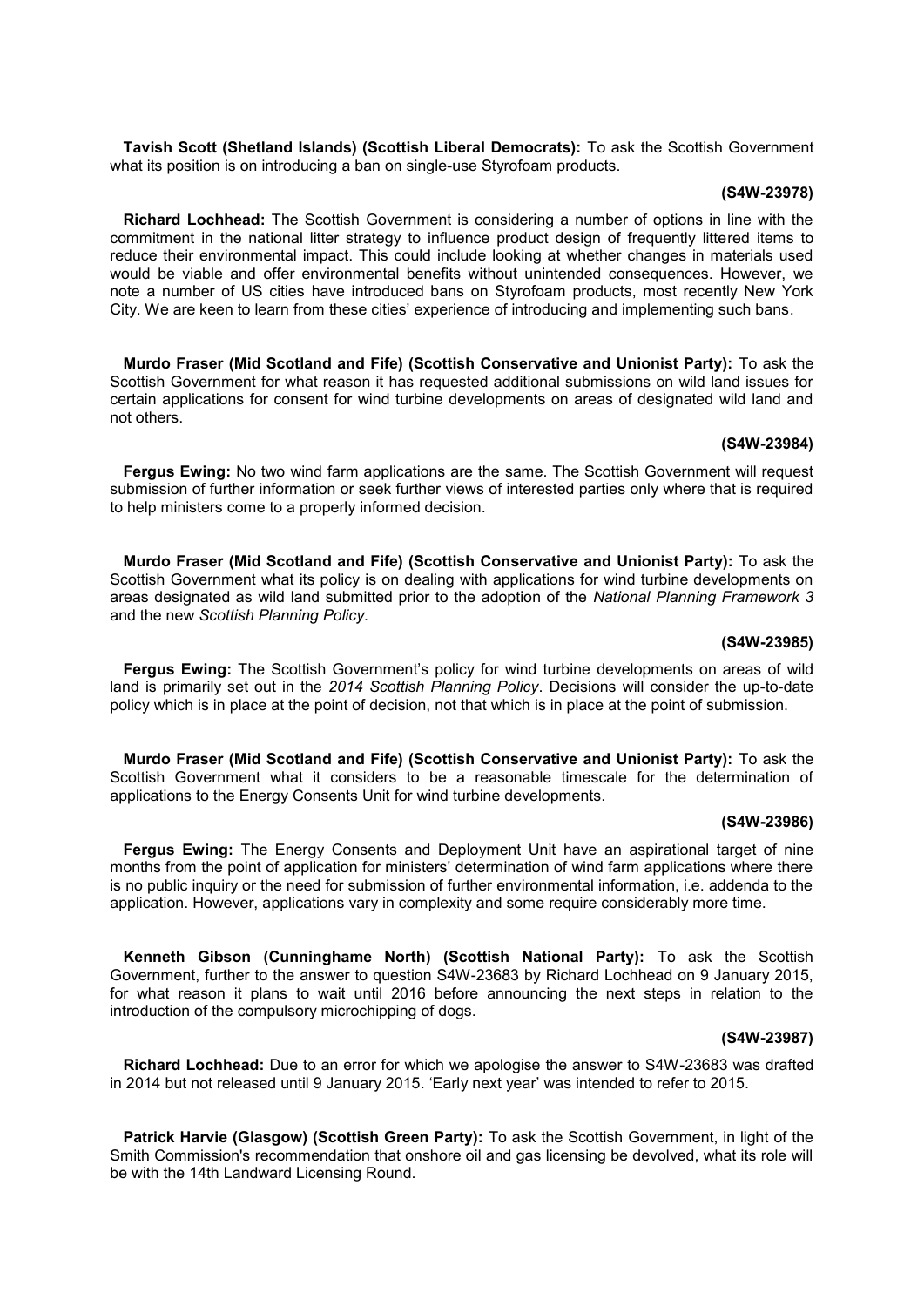**Tavish Scott (Shetland Islands) (Scottish Liberal Democrats):** To ask the Scottish Government what its position is on introducing a ban on single-use Styrofoam products.

**(S4W-23978)**

**Richard Lochhead:** The Scottish Government is considering a number of options in line with the commitment in the national litter strategy to influence product design of frequently littered items to reduce their environmental impact. This could include looking at whether changes in materials used would be viable and offer environmental benefits without unintended consequences. However, we note a number of US cities have introduced bans on Styrofoam products, most recently New York City. We are keen to learn from these cities' experience of introducing and implementing such bans.

**Murdo Fraser (Mid Scotland and Fife) (Scottish Conservative and Unionist Party):** To ask the Scottish Government for what reason it has requested additional submissions on wild land issues for certain applications for consent for wind turbine developments on areas of designated wild land and not others.

**(S4W-23984)**

**Fergus Ewing:** No two wind farm applications are the same. The Scottish Government will request submission of further information or seek further views of interested parties only where that is required to help ministers come to a properly informed decision.

**Murdo Fraser (Mid Scotland and Fife) (Scottish Conservative and Unionist Party):** To ask the Scottish Government what its policy is on dealing with applications for wind turbine developments on areas designated as wild land submitted prior to the adoption of the *National Planning Framework 3* and the new *Scottish Planning Policy*.

**(S4W-23985)**

**Fergus Ewing:** The Scottish Government's policy for wind turbine developments on areas of wild land is primarily set out in the *2014 Scottish Planning Policy*. Decisions will consider the up-to-date policy which is in place at the point of decision, not that which is in place at the point of submission.

**Murdo Fraser (Mid Scotland and Fife) (Scottish Conservative and Unionist Party):** To ask the Scottish Government what it considers to be a reasonable timescale for the determination of applications to the Energy Consents Unit for wind turbine developments.

**(S4W-23986)**

**Fergus Ewing:** The Energy Consents and Deployment Unit have an aspirational target of nine months from the point of application for ministers' determination of wind farm applications where there is no public inquiry or the need for submission of further environmental information, i.e. addenda to the application. However, applications vary in complexity and some require considerably more time.

**Kenneth Gibson (Cunninghame North) (Scottish National Party):** To ask the Scottish Government, further to the answer to question S4W-23683 by Richard Lochhead on 9 January 2015, for what reason it plans to wait until 2016 before announcing the next steps in relation to the introduction of the compulsory microchipping of dogs.

**(S4W-23987)**

**Richard Lochhead:** Due to an error for which we apologise the answer to S4W-23683 was drafted in 2014 but not released until 9 January 2015. 'Early next year' was intended to refer to 2015.

**Patrick Harvie (Glasgow) (Scottish Green Party):** To ask the Scottish Government, in light of the Smith Commission's recommendation that onshore oil and gas licensing be devolved, what its role will be with the 14th Landward Licensing Round.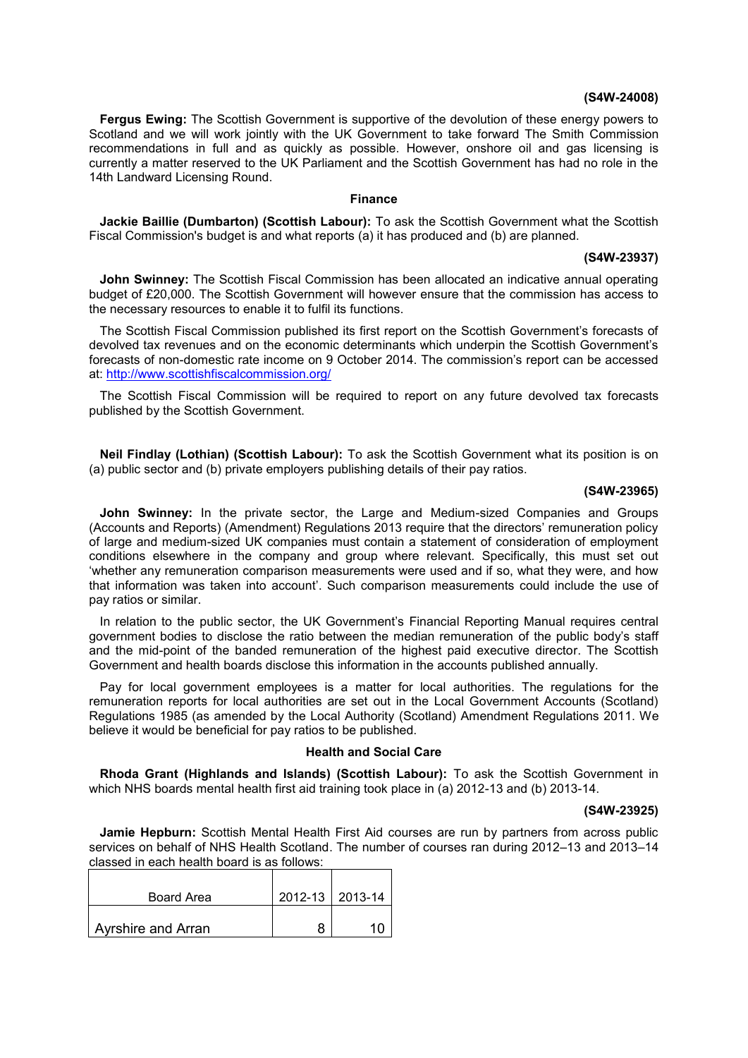**(S4W-24008)**

**Fergus Ewing:** The Scottish Government is supportive of the devolution of these energy powers to Scotland and we will work jointly with the UK Government to take forward The Smith Commission recommendations in full and as quickly as possible. However, onshore oil and gas licensing is currently a matter reserved to the UK Parliament and the Scottish Government has had no role in the 14th Landward Licensing Round.

**Finance**

**Jackie Baillie (Dumbarton) (Scottish Labour):** To ask the Scottish Government what the Scottish Fiscal Commission's budget is and what reports (a) it has produced and (b) are planned.

**(S4W-23937)**

**John Swinney:** The Scottish Fiscal Commission has been allocated an indicative annual operating budget of £20,000. The Scottish Government will however ensure that the commission has access to the necessary resources to enable it to fulfil its functions.

The Scottish Fiscal Commission published its first report on the Scottish Government's forecasts of devolved tax revenues and on the economic determinants which underpin the Scottish Government's forecasts of non-domestic rate income on 9 October 2014. The commission's report can be accessed at: http://www.scottishfiscalcommission.org/

The Scottish Fiscal Commission will be required to report on any future devolved tax forecasts published by the Scottish Government.

**Neil Findlay (Lothian) (Scottish Labour):** To ask the Scottish Government what its position is on (a) public sector and (b) private employers publishing details of their pay ratios.

**(S4W-23965)**

**John Swinney:** In the private sector, the Large and Medium-sized Companies and Groups (Accounts and Reports) (Amendment) Regulations 2013 require that the directors' remuneration policy of large and medium-sized UK companies must contain a statement of consideration of employment conditions elsewhere in the company and group where relevant. Specifically, this must set out 'whether any remuneration comparison measurements were used and if so, what they were, and how that information was taken into account'. Such comparison measurements could include the use of pay ratios or similar.

In relation to the public sector, the UK Government's Financial Reporting Manual requires central government bodies to disclose the ratio between the median remuneration of the public body's staff and the mid-point of the banded remuneration of the highest paid executive director. The Scottish Government and health boards disclose this information in the accounts published annually.

Pay for local government employees is a matter for local authorities. The regulations for the remuneration reports for local authorities are set out in the Local Government Accounts (Scotland) Regulations 1985 (as amended by the Local Authority (Scotland) Amendment Regulations 2011. We believe it would be beneficial for pay ratios to be published.

**Health and Social Care**

**Rhoda Grant (Highlands and Islands) (Scottish Labour):** To ask the Scottish Government in which NHS boards mental health first aid training took place in (a) 2012-13 and (b) 2013-14.

**(S4W-23925)**

**Jamie Hepburn:** Scottish Mental Health First Aid courses are run by partners from across public services on behalf of NHS Health Scotland. The number of courses ran during 2012–13 and 2013–14 classed in each health board is as follows:

| Board Area | 2012-13 | 2013-14 |
|---|---|---|
| Ayrshire and Arran | 8 | 10 |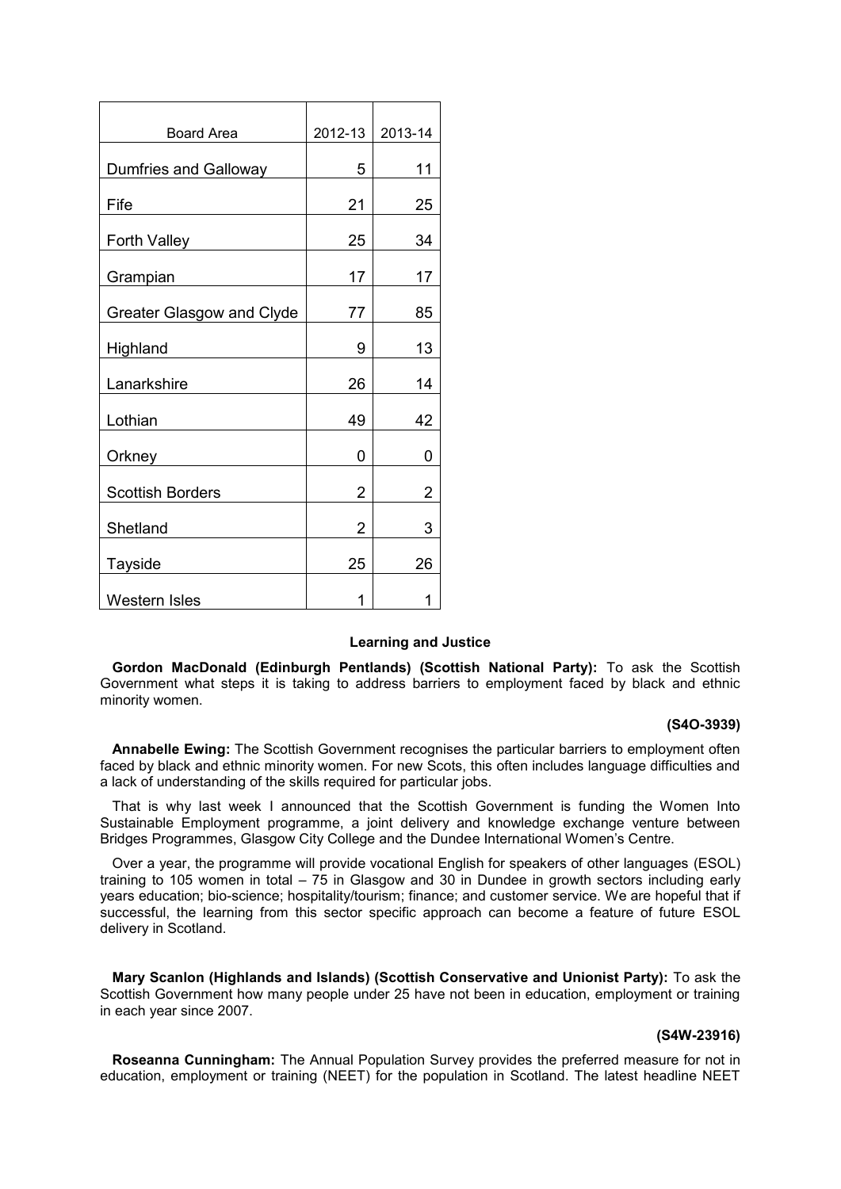| Board Area | 2012-13 | 2013-14 |
| --- | --- | --- |
| Dumfries and Galloway | 5 | 11 |
| Fife | 21 | 25 |
| Forth Valley | 25 | 34 |
| Grampian | 17 | 17 |
| Greater Glasgow and Clyde | 77 | 85 |
| Highland | 9 | 13 |
| Lanarkshire | 26 | 14 |
| Lothian | 49 | 42 |
| Orkney | 0 | 0 |
| Scottish Borders | 2 | 2 |
| Shetland | 2 | 3 |
| Tayside | 25 | 26 |
| Western Isles | 1 | 1 |

**Learning and Justice**

**Gordon MacDonald (Edinburgh Pentlands) (Scottish National Party):** To ask the Scottish Government what steps it is taking to address barriers to employment faced by black and ethnic minority women.

**(S4O-3939)**

**Annabelle Ewing:** The Scottish Government recognises the particular barriers to employment often faced by black and ethnic minority women. For new Scots, this often includes language difficulties and a lack of understanding of the skills required for particular jobs.

That is why last week I announced that the Scottish Government is funding the Women Into Sustainable Employment programme, a joint delivery and knowledge exchange venture between Bridges Programmes, Glasgow City College and the Dundee International Women's Centre.

Over a year, the programme will provide vocational English for speakers of other languages (ESOL) training to 105 women in total – 75 in Glasgow and 30 in Dundee in growth sectors including early years education; bio-science; hospitality/tourism; finance; and customer service. We are hopeful that if successful, the learning from this sector specific approach can become a feature of future ESOL delivery in Scotland.

**Mary Scanlon (Highlands and Islands) (Scottish Conservative and Unionist Party):** To ask the Scottish Government how many people under 25 have not been in education, employment or training in each year since 2007.

**(S4W-23916)**

**Roseanna Cunningham:** The Annual Population Survey provides the preferred measure for not in education, employment or training (NEET) for the population in Scotland. The latest headline NEET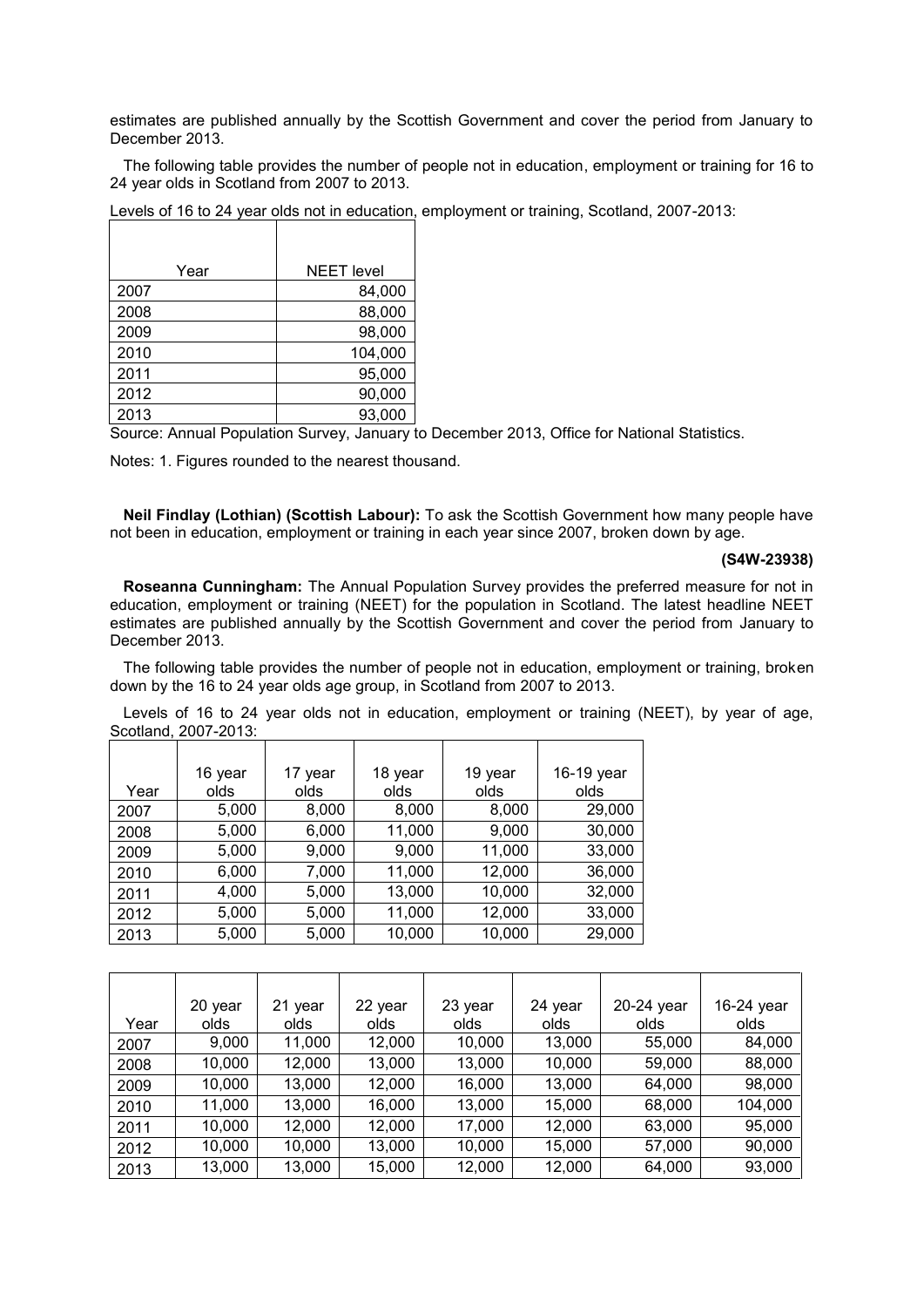estimates are published annually by the Scottish Government and cover the period from January to December 2013.

The following table provides the number of people not in education, employment or training for 16 to 24 year olds in Scotland from 2007 to 2013.

Levels of 16 to 24 year olds not in education, employment or training, Scotland, 2007-2013:

| Year | NEET level |
|---|---|
| 2007 | 84,000 |
| 2008 | 88,000 |
| 2009 | 98,000 |
| 2010 | 104,000 |
| 2011 | 95,000 |
| 2012 | 90,000 |
| 2013 | 93,000 |

Source: Annual Population Survey, January to December 2013, Office for National Statistics.

Notes: 1. Figures rounded to the nearest thousand.

**Neil Findlay (Lothian) (Scottish Labour):** To ask the Scottish Government how many people have not been in education, employment or training in each year since 2007, broken down by age.

**(S4W-23938)**

**Roseanna Cunningham:** The Annual Population Survey provides the preferred measure for not in education, employment or training (NEET) for the population in Scotland. The latest headline NEET estimates are published annually by the Scottish Government and cover the period from January to December 2013.

The following table provides the number of people not in education, employment or training, broken down by the 16 to 24 year olds age group, in Scotland from 2007 to 2013.

Levels of 16 to 24 year olds not in education, employment or training (NEET), by year of age, Scotland, 2007-2013:

| Year | 16 year olds | 17 year olds | 18 year olds | 19 year olds | 16-19 year olds |
|---|---|---|---|---|---|
| 2007 | 5,000 | 8,000 | 8,000 | 8,000 | 29,000 |
| 2008 | 5,000 | 6,000 | 11,000 | 9,000 | 30,000 |
| 2009 | 5,000 | 9,000 | 9,000 | 11,000 | 33,000 |
| 2010 | 6,000 | 7,000 | 11,000 | 12,000 | 36,000 |
| 2011 | 4,000 | 5,000 | 13,000 | 10,000 | 32,000 |
| 2012 | 5,000 | 5,000 | 11,000 | 12,000 | 33,000 |
| 2013 | 5,000 | 5,000 | 10,000 | 10,000 | 29,000 |

| Year | 20 year olds | 21 year olds | 22 year olds | 23 year olds | 24 year olds | 20-24 year olds | 16-24 year olds |
|---|---|---|---|---|---|---|---|
| 2007 | 9,000 | 11,000 | 12,000 | 10,000 | 13,000 | 55,000 | 84,000 |
| 2008 | 10,000 | 12,000 | 13,000 | 13,000 | 10,000 | 59,000 | 88,000 |
| 2009 | 10,000 | 13,000 | 12,000 | 16,000 | 13,000 | 64,000 | 98,000 |
| 2010 | 11,000 | 13,000 | 16,000 | 13,000 | 15,000 | 68,000 | 104,000 |
| 2011 | 10,000 | 12,000 | 12,000 | 17,000 | 12,000 | 63,000 | 95,000 |
| 2012 | 10,000 | 10,000 | 13,000 | 10,000 | 15,000 | 57,000 | 90,000 |
| 2013 | 13,000 | 13,000 | 15,000 | 12,000 | 12,000 | 64,000 | 93,000 |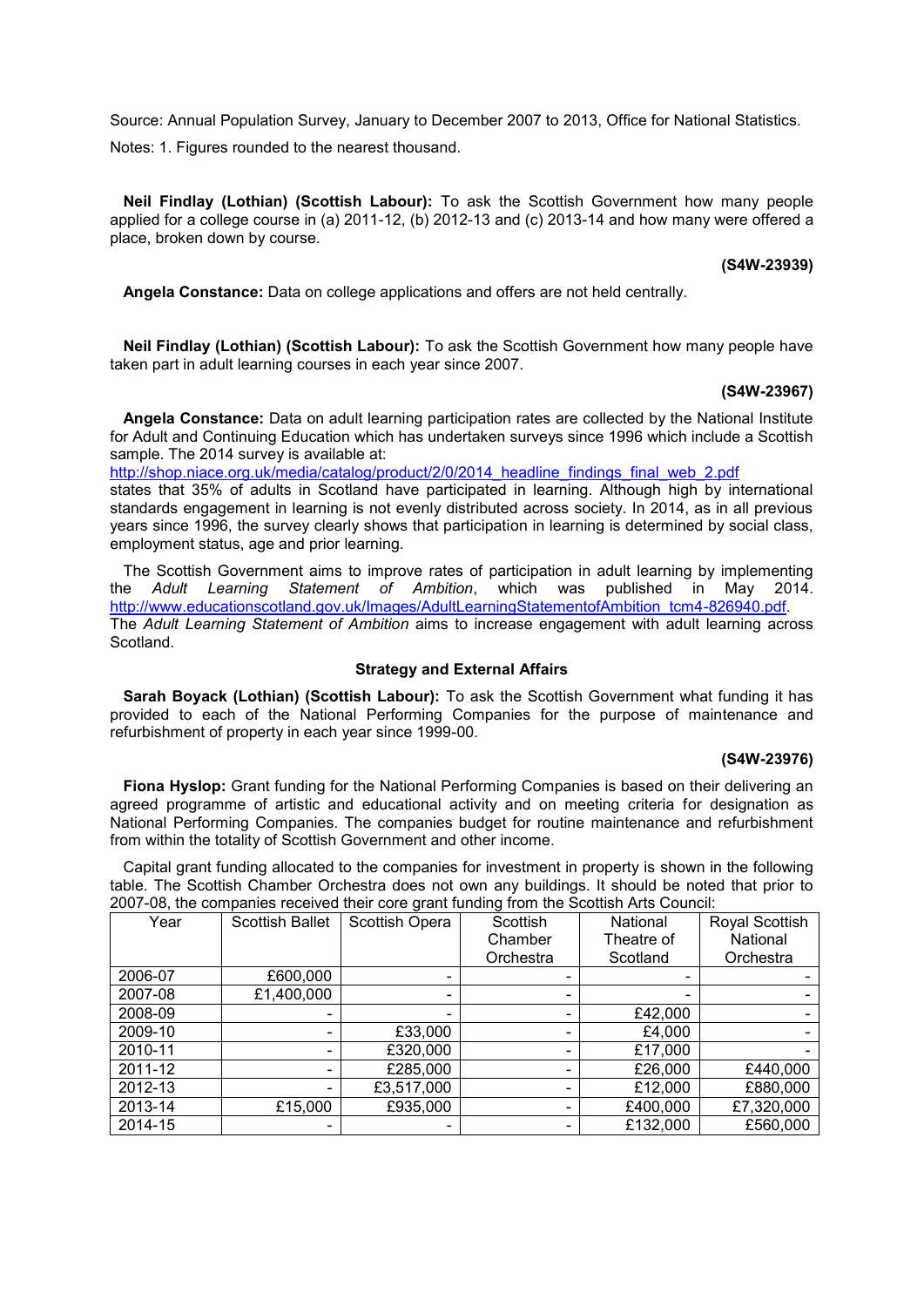Source: Annual Population Survey, January to December 2007 to 2013, Office for National Statistics.

Notes: 1. Figures rounded to the nearest thousand.

**Neil Findlay (Lothian) (Scottish Labour):** To ask the Scottish Government how many people applied for a college course in (a) 2011-12, (b) 2012-13 and (c) 2013-14 and how many were offered a place, broken down by course.

**(S4W-23939)**

**Angela Constance:** Data on college applications and offers are not held centrally.

**Neil Findlay (Lothian) (Scottish Labour):** To ask the Scottish Government how many people have taken part in adult learning courses in each year since 2007.

**(S4W-23967)**

**Angela Constance:** Data on adult learning participation rates are collected by the National Institute for Adult and Continuing Education which has undertaken surveys since 1996 which include a Scottish sample. The 2014 survey is available at:
http://shop.niace.org.uk/media/catalog/product/2/0/2014_headline_findings_final_web_2.pdf
states that 35% of adults in Scotland have participated in learning. Although high by international standards engagement in learning is not evenly distributed across society. In 2014, as in all previous years since 1996, the survey clearly shows that participation in learning is determined by social class, employment status, age and prior learning.

The Scottish Government aims to improve rates of participation in adult learning by implementing the *Adult Learning Statement of Ambition*, which was published in May 2014. http://www.educationscotland.gov.uk/Images/AdultLearningStatementofAmbition_tcm4-826940.pdf. The *Adult Learning Statement of Ambition* aims to increase engagement with adult learning across Scotland.

### Strategy and External Affairs

**Sarah Boyack (Lothian) (Scottish Labour):** To ask the Scottish Government what funding it has provided to each of the National Performing Companies for the purpose of maintenance and refurbishment of property in each year since 1999-00.

**(S4W-23976)**

**Fiona Hyslop:** Grant funding for the National Performing Companies is based on their delivering an agreed programme of artistic and educational activity and on meeting criteria for designation as National Performing Companies. The companies budget for routine maintenance and refurbishment from within the totality of Scottish Government and other income.

Capital grant funding allocated to the companies for investment in property is shown in the following table. The Scottish Chamber Orchestra does not own any buildings. It should be noted that prior to 2007-08, the companies received their core grant funding from the Scottish Arts Council:

| Year | Scottish Ballet | Scottish Opera | Scottish Chamber Orchestra | National Theatre of Scotland | Royal Scottish National Orchestra |
|---|---|---|---|---|---|
| 2006-07 | £600,000 | - | - | - | - |
| 2007-08 | £1,400,000 | - | - | - | - |
| 2008-09 | - | - | - | £42,000 | - |
| 2009-10 | - | £33,000 | - | £4,000 | - |
| 2010-11 | - | £320,000 | - | £17,000 | - |
| 2011-12 | - | £285,000 | - | £26,000 | £440,000 |
| 2012-13 | - | £3,517,000 | - | £12,000 | £880,000 |
| 2013-14 | £15,000 | £935,000 | - | £400,000 | £7,320,000 |
| 2014-15 | - | - | - | £132,000 | £560,000 |